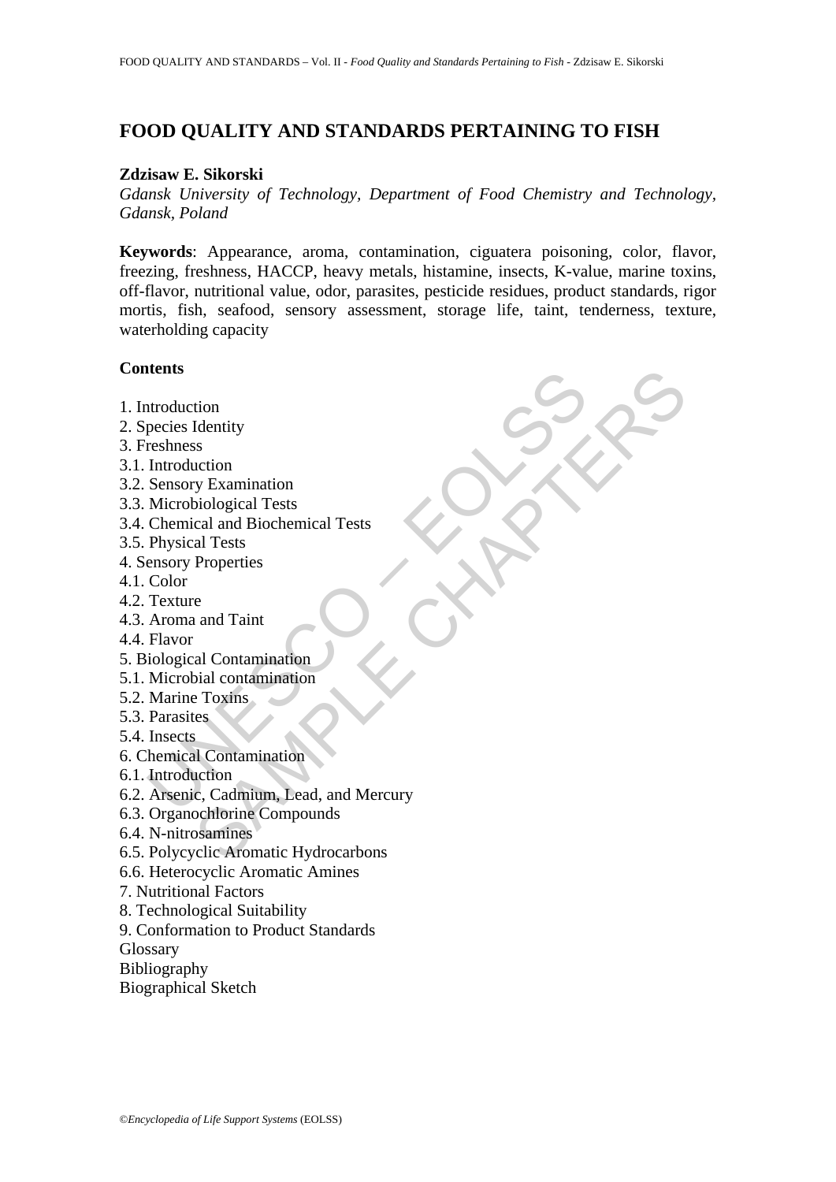# FOOD QUALITY AND STANDARDS PERTAINING TO FISH

**Zdzisaw E. Sikorski**

*Gdansk University of Technology, Department of Food Chemistry and Technology, Gdansk, Poland*

**Keywords**: Appearance, aroma, contamination, ciguatera poisoning, color, flavor, freezing, freshness, HACCP, heavy metals, histamine, insects, K-value, marine toxins, off-flavor, nutritional value, odor, parasites, pesticide residues, product standards, rigor mortis, fish, seafood, sensory assessment, storage life, taint, tenderness, texture, waterholding capacity

## Contents

1. Introduction
2. Species Identity
3. Freshness
3.1. Introduction
3.2. Sensory Examination
3.3. Microbiological Tests
3.4. Chemical and Biochemical Tests
3.5. Physical Tests
4. Sensory Properties
4.1. Color
4.2. Texture
4.3. Aroma and Taint
4.4. Flavor
5. Biological Contamination
5.1. Microbial contamination
5.2. Marine Toxins
5.3. Parasites
5.4. Insects
6. Chemical Contamination
6.1. Introduction
6.2. Arsenic, Cadmium, Lead, and Mercury
6.3. Organochlorine Compounds
6.4. N-nitrosamines
6.5. Polycyclic Aromatic Hydrocarbons
6.6. Heterocyclic Aromatic Amines
7. Nutritional Factors
8. Technological Suitability
9. Conformation to Product Standards

Glossary
Bibliography
Biographical Sketch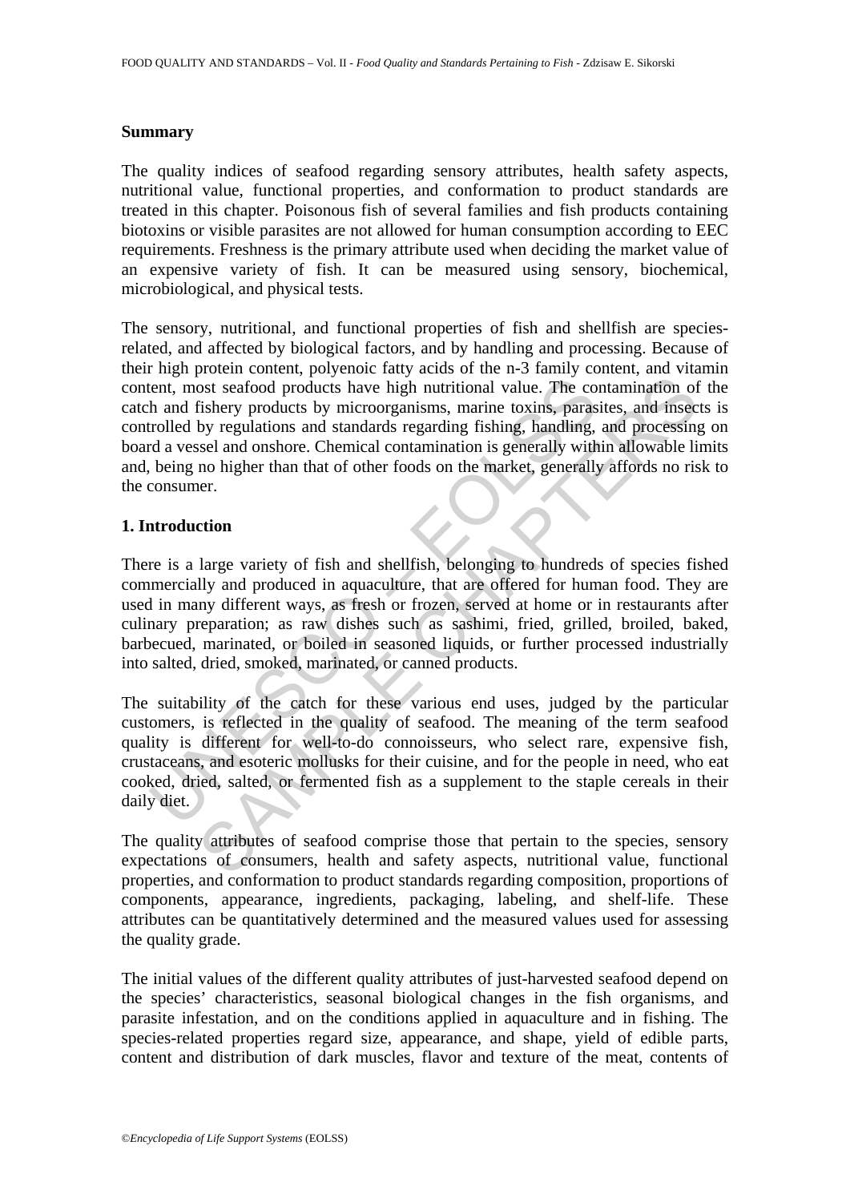### Summary

The quality indices of seafood regarding sensory attributes, health safety aspects, nutritional value, functional properties, and conformation to product standards are treated in this chapter. Poisonous fish of several families and fish products containing biotoxins or visible parasites are not allowed for human consumption according to EEC requirements. Freshness is the primary attribute used when deciding the market value of an expensive variety of fish. It can be measured using sensory, biochemical, microbiological, and physical tests.

The sensory, nutritional, and functional properties of fish and shellfish are species-related, and affected by biological factors, and by handling and processing. Because of their high protein content, polyenoic fatty acids of the n-3 family content, and vitamin content, most seafood products have high nutritional value. The contamination of the catch and fishery products by microorganisms, marine toxins, parasites, and insects is controlled by regulations and standards regarding fishing, handling, and processing on board a vessel and onshore. Chemical contamination is generally within allowable limits and, being no higher than that of other foods on the market, generally affords no risk to the consumer.

### 1. Introduction

There is a large variety of fish and shellfish, belonging to hundreds of species fished commercially and produced in aquaculture, that are offered for human food. They are used in many different ways, as fresh or frozen, served at home or in restaurants after culinary preparation; as raw dishes such as sashimi, fried, grilled, broiled, baked, barbecued, marinated, or boiled in seasoned liquids, or further processed industrially into salted, dried, smoked, marinated, or canned products.

The suitability of the catch for these various end uses, judged by the particular customers, is reflected in the quality of seafood. The meaning of the term seafood quality is different for well-to-do connoisseurs, who select rare, expensive fish, crustaceans, and esoteric mollusks for their cuisine, and for the people in need, who eat cooked, dried, salted, or fermented fish as a supplement to the staple cereals in their daily diet.

The quality attributes of seafood comprise those that pertain to the species, sensory expectations of consumers, health and safety aspects, nutritional value, functional properties, and conformation to product standards regarding composition, proportions of components, appearance, ingredients, packaging, labeling, and shelf-life. These attributes can be quantitatively determined and the measured values used for assessing the quality grade.

The initial values of the different quality attributes of just-harvested seafood depend on the species' characteristics, seasonal biological changes in the fish organisms, and parasite infestation, and on the conditions applied in aquaculture and in fishing. The species-related properties regard size, appearance, and shape, yield of edible parts, content and distribution of dark muscles, flavor and texture of the meat, contents of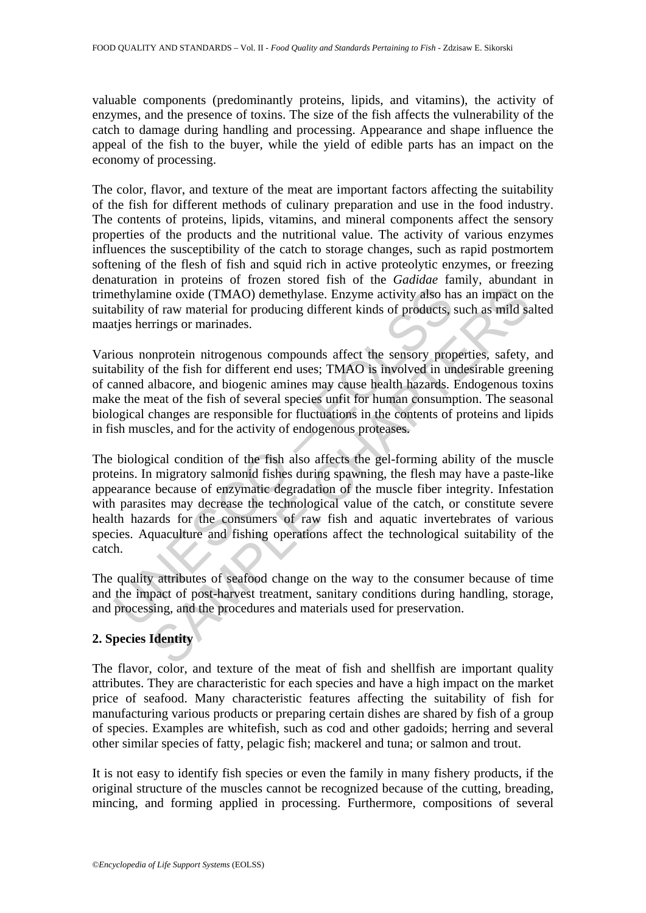valuable components (predominantly proteins, lipids, and vitamins), the activity of enzymes, and the presence of toxins. The size of the fish affects the vulnerability of the catch to damage during handling and processing. Appearance and shape influence the appeal of the fish to the buyer, while the yield of edible parts has an impact on the economy of processing.

The color, flavor, and texture of the meat are important factors affecting the suitability of the fish for different methods of culinary preparation and use in the food industry. The contents of proteins, lipids, vitamins, and mineral components affect the sensory properties of the products and the nutritional value. The activity of various enzymes influences the susceptibility of the catch to storage changes, such as rapid postmortem softening of the flesh of fish and squid rich in active proteolytic enzymes, or freezing denaturation in proteins of frozen stored fish of the *Gadidae* family, abundant in trimethylamine oxide (TMAO) demethylase. Enzyme activity also has an impact on the suitability of raw material for producing different kinds of products, such as mild salted maatjes herrings or marinades.

Various nonprotein nitrogenous compounds affect the sensory properties, safety, and suitability of the fish for different end uses; TMAO is involved in undesirable greening of canned albacore, and biogenic amines may cause health hazards. Endogenous toxins make the meat of the fish of several species unfit for human consumption. The seasonal biological changes are responsible for fluctuations in the contents of proteins and lipids in fish muscles, and for the activity of endogenous proteases.

The biological condition of the fish also affects the gel-forming ability of the muscle proteins. In migratory salmonid fishes during spawning, the flesh may have a paste-like appearance because of enzymatic degradation of the muscle fiber integrity. Infestation with parasites may decrease the technological value of the catch, or constitute severe health hazards for the consumers of raw fish and aquatic invertebrates of various species. Aquaculture and fishing operations affect the technological suitability of the catch.

The quality attributes of seafood change on the way to the consumer because of time and the impact of post-harvest treatment, sanitary conditions during handling, storage, and processing, and the procedures and materials used for preservation.

## 2. Species Identity

The flavor, color, and texture of the meat of fish and shellfish are important quality attributes. They are characteristic for each species and have a high impact on the market price of seafood. Many characteristic features affecting the suitability of fish for manufacturing various products or preparing certain dishes are shared by fish of a group of species. Examples are whitefish, such as cod and other gadoids; herring and several other similar species of fatty, pelagic fish; mackerel and tuna; or salmon and trout.

It is not easy to identify fish species or even the family in many fishery products, if the original structure of the muscles cannot be recognized because of the cutting, breading, mincing, and forming applied in processing. Furthermore, compositions of several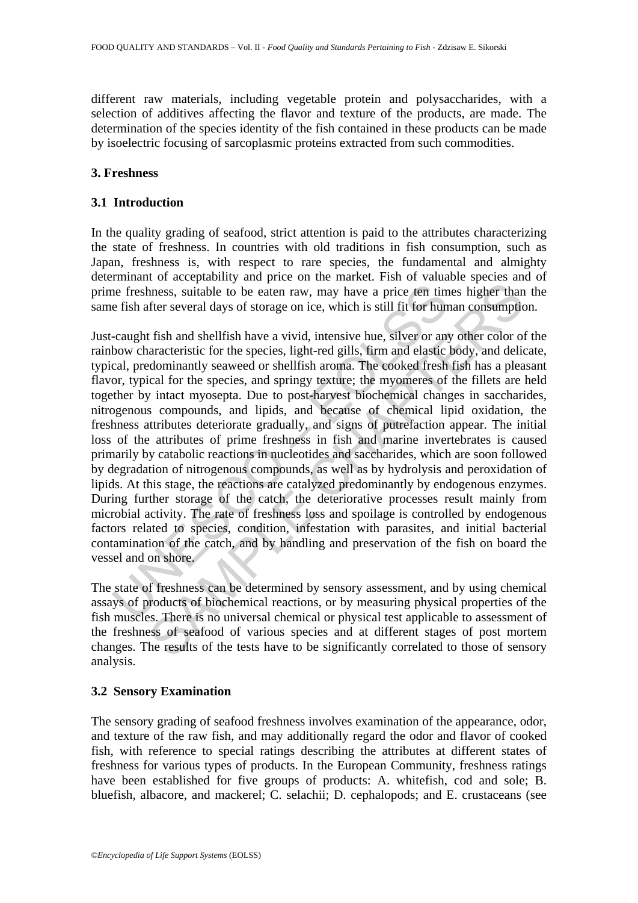different raw materials, including vegetable protein and polysaccharides, with a selection of additives affecting the flavor and texture of the products, are made. The determination of the species identity of the fish contained in these products can be made by isoelectric focusing of sarcoplasmic proteins extracted from such commodities.

## 3. Freshness

### 3.1 Introduction

In the quality grading of seafood, strict attention is paid to the attributes characterizing the state of freshness. In countries with old traditions in fish consumption, such as Japan, freshness is, with respect to rare species, the fundamental and almighty determinant of acceptability and price on the market. Fish of valuable species and of prime freshness, suitable to be eaten raw, may have a price ten times higher than the same fish after several days of storage on ice, which is still fit for human consumption.

Just-caught fish and shellfish have a vivid, intensive hue, silver or any other color of the rainbow characteristic for the species, light-red gills, firm and elastic body, and delicate, typical, predominantly seaweed or shellfish aroma. The cooked fresh fish has a pleasant flavor, typical for the species, and springy texture; the myomeres of the fillets are held together by intact myosepta. Due to post-harvest biochemical changes in saccharides, nitrogenous compounds, and lipids, and because of chemical lipid oxidation, the freshness attributes deteriorate gradually, and signs of putrefaction appear. The initial loss of the attributes of prime freshness in fish and marine invertebrates is caused primarily by catabolic reactions in nucleotides and saccharides, which are soon followed by degradation of nitrogenous compounds, as well as by hydrolysis and peroxidation of lipids. At this stage, the reactions are catalyzed predominantly by endogenous enzymes. During further storage of the catch, the deteriorative processes result mainly from microbial activity. The rate of freshness loss and spoilage is controlled by endogenous factors related to species, condition, infestation with parasites, and initial bacterial contamination of the catch, and by handling and preservation of the fish on board the vessel and on shore.

The state of freshness can be determined by sensory assessment, and by using chemical assays of products of biochemical reactions, or by measuring physical properties of the fish muscles. There is no universal chemical or physical test applicable to assessment of the freshness of seafood of various species and at different stages of post mortem changes. The results of the tests have to be significantly correlated to those of sensory analysis.

### 3.2 Sensory Examination

The sensory grading of seafood freshness involves examination of the appearance, odor, and texture of the raw fish, and may additionally regard the odor and flavor of cooked fish, with reference to special ratings describing the attributes at different states of freshness for various types of products. In the European Community, freshness ratings have been established for five groups of products: A. whitefish, cod and sole; B. bluefish, albacore, and mackerel; C. selachii; D. cephalopods; and E. crustaceans (see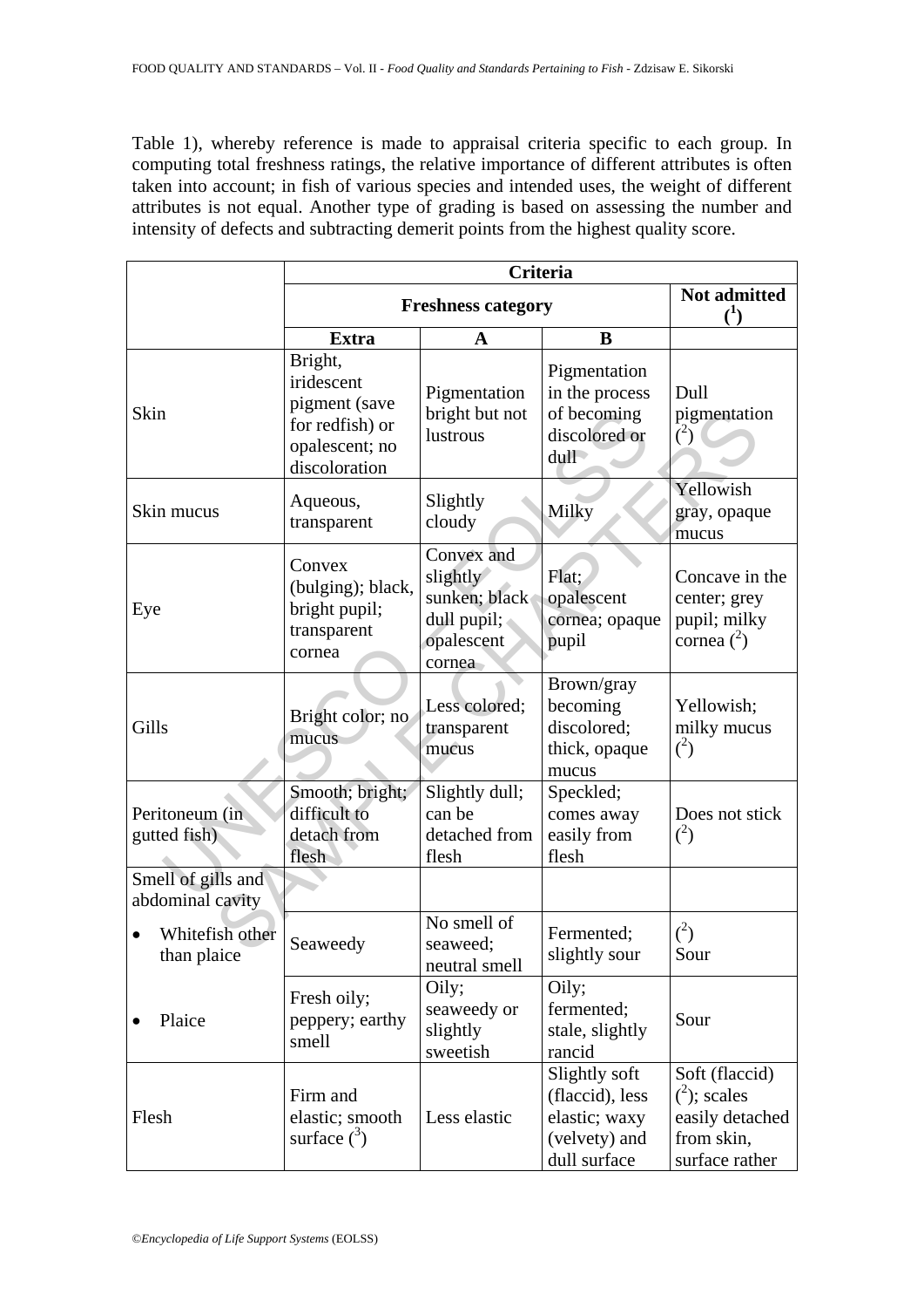Table 1), whereby reference is made to appraisal criteria specific to each group. In computing total freshness ratings, the relative importance of different attributes is often taken into account; in fish of various species and intended uses, the weight of different attributes is not equal. Another type of grading is based on assessing the number and intensity of defects and subtracting demerit points from the highest quality score.

| | **Criteria** | | | |
|---|---|---|---|---|
| | **Freshness category** | | | **Not admitted ([1])** |
| | **Extra** | **A** | **B** | |
| Skin | Bright, iridescent pigment (save for redfish) or opalescent; no discoloration | Pigmentation bright but not lustrous | Pigmentation in the process of becoming discolored or dull | Dull pigmentation ([2]) |
| Skin mucus | Aqueous, transparent | Slightly cloudy | Milky | Yellowish gray, opaque mucus |
| Eye | Convex (bulging); black, bright pupil; transparent cornea | Convex and slightly sunken; black dull pupil; opalescent cornea | Flat; opalescent cornea; opaque pupil | Concave in the center; grey pupil; milky cornea ([2]) |
| Gills | Bright color; no mucus | Less colored; transparent mucus | Brown/gray becoming discolored; thick, opaque mucus | Yellowish; milky mucus ([2]) |
| Peritoneum (in gutted fish) | Smooth; bright; difficult to detach from flesh | Slightly dull; can be detached from flesh | Speckled; comes away easily from flesh | Does not stick ([2]) |
| Smell of gills and abdominal cavity | | | | |
| • Whitefish other than plaice | Seaweedy | No smell of seaweed; neutral smell | Fermented; slightly sour | ([2]) Sour |
| • Plaice | Fresh oily; peppery; earthy smell | Oily; seaweedy or slightly sweetish | Oily; fermented; stale, slightly rancid | Sour |
| Flesh | Firm and elastic; smooth surface ([3]) | Less elastic | Slightly soft (flaccid), less elastic; waxy (velvety) and dull surface | Soft (flaccid) ([2]); scales easily detached from skin, surface rather |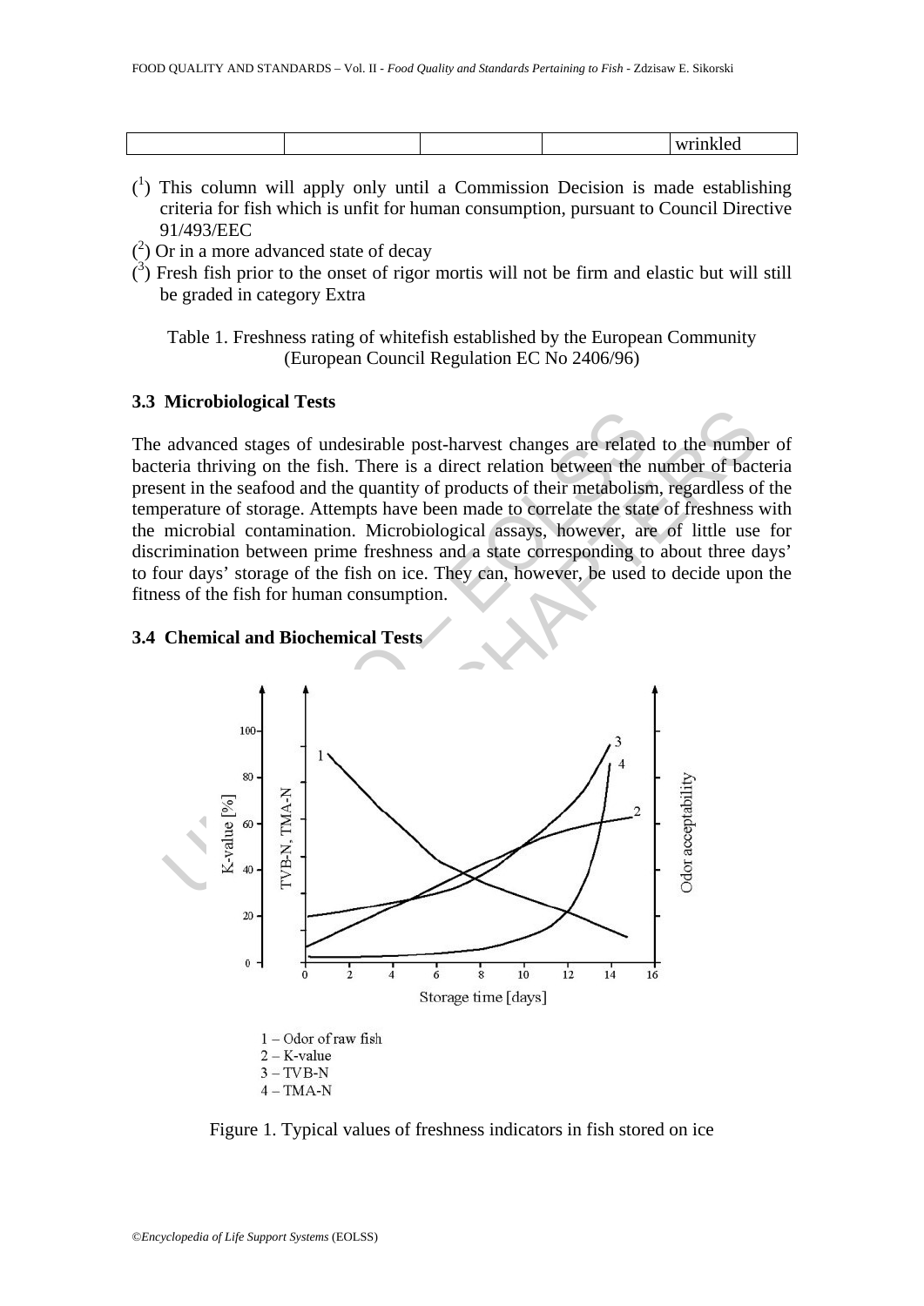| | | | | wrinkled |
|---|---|---|---|---|

([1]) This column will apply only until a Commission Decision is made establishing criteria for fish which is unfit for human consumption, pursuant to Council Directive 91/493/EEC

([2]) Or in a more advanced state of decay

([3]) Fresh fish prior to the onset of rigor mortis will not be firm and elastic but will still be graded in category Extra

Table 1. Freshness rating of whitefish established by the European Community (European Council Regulation EC No 2406/96)

### 3.3 Microbiological Tests

The advanced stages of undesirable post-harvest changes are related to the number of bacteria thriving on the fish. There is a direct relation between the number of bacteria present in the seafood and the quantity of products of their metabolism, regardless of the temperature of storage. Attempts have been made to correlate the state of freshness with the microbial contamination. Microbiological assays, however, are of little use for discrimination between prime freshness and a state corresponding to about three days' to four days' storage of the fish on ice. They can, however, be used to decide upon the fitness of the fish for human consumption.

### 3.4 Chemical and Biochemical Tests

Figure 1. Typical values of freshness indicators in fish stored on ice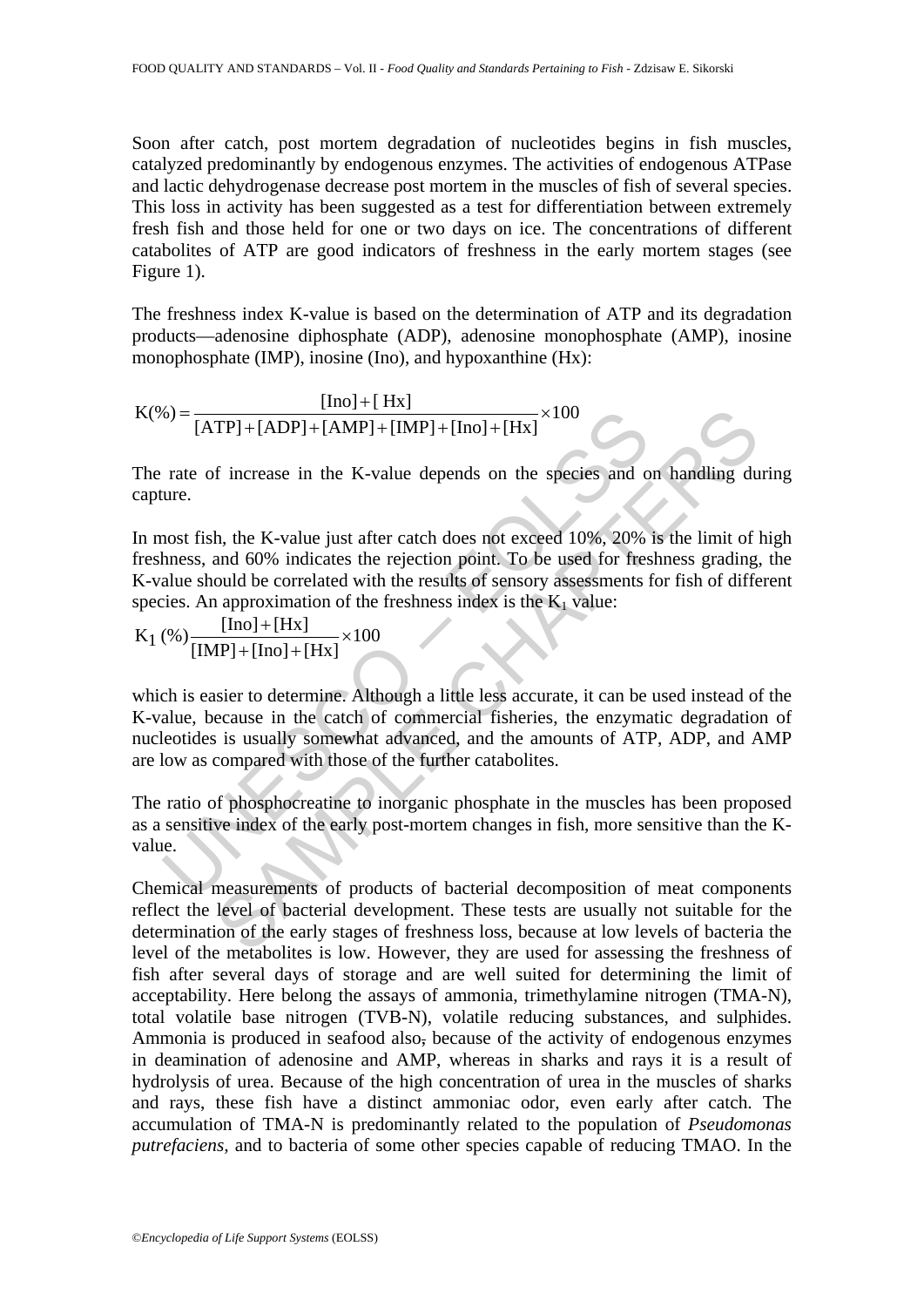Soon after catch, post mortem degradation of nucleotides begins in fish muscles, catalyzed predominantly by endogenous enzymes. The activities of endogenous ATPase and lactic dehydrogenase decrease post mortem in the muscles of fish of several species. This loss in activity has been suggested as a test for differentiation between extremely fresh fish and those held for one or two days on ice. The concentrations of different catabolites of ATP are good indicators of freshness in the early mortem stages (see Figure 1).

The freshness index K-value is based on the determination of ATP and its degradation products—adenosine diphosphate (ADP), adenosine monophosphate (AMP), inosine monophosphate (IMP), inosine (Ino), and hypoxanthine (Hx):

$$K(\%) = \frac{[\text{Ino}] + [\text{Hx}]}{[\text{ATP}] + [\text{ADP}] + [\text{AMP}] + [\text{IMP}] + [\text{Ino}] + [\text{Hx}]} \times 100$$

The rate of increase in the K-value depends on the species and on handling during capture.

In most fish, the K-value just after catch does not exceed 10%, 20% is the limit of high freshness, and 60% indicates the rejection point. To be used for freshness grading, the K-value should be correlated with the results of sensory assessments for fish of different species. An approximation of the freshness index is the $K_1$ value:

$$K_1(\%) \frac{[\text{Ino}] + [\text{Hx}]}{[\text{IMP}] + [\text{Ino}] + [\text{Hx}]} \times 100$$

which is easier to determine. Although a little less accurate, it can be used instead of the K-value, because in the catch of commercial fisheries, the enzymatic degradation of nucleotides is usually somewhat advanced, and the amounts of ATP, ADP, and AMP are low as compared with those of the further catabolites.

The ratio of phosphocreatine to inorganic phosphate in the muscles has been proposed as a sensitive index of the early post-mortem changes in fish, more sensitive than the K-value.

Chemical measurements of products of bacterial decomposition of meat components reflect the level of bacterial development. These tests are usually not suitable for the determination of the early stages of freshness loss, because at low levels of bacteria the level of the metabolites is low. However, they are used for assessing the freshness of fish after several days of storage and are well suited for determining the limit of acceptability. Here belong the assays of ammonia, trimethylamine nitrogen (TMA-N), total volatile base nitrogen (TVB-N), volatile reducing substances, and sulphides. Ammonia is produced in seafood also, because of the activity of endogenous enzymes in deamination of adenosine and AMP, whereas in sharks and rays it is a result of hydrolysis of urea. Because of the high concentration of urea in the muscles of sharks and rays, these fish have a distinct ammoniac odor, even early after catch. The accumulation of TMA-N is predominantly related to the population of *Pseudomonas putrefaciens,* and to bacteria of some other species capable of reducing TMAO. In the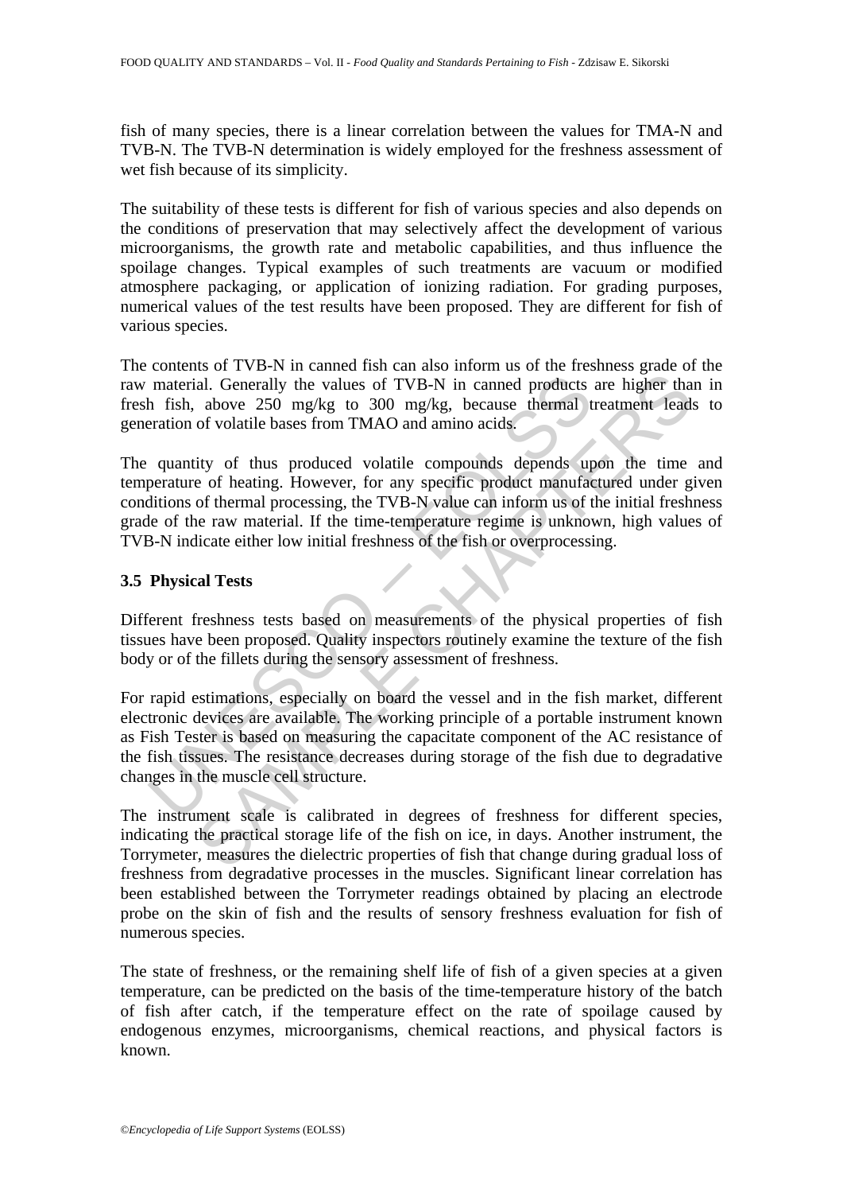fish of many species, there is a linear correlation between the values for TMA-N and TVB-N. The TVB-N determination is widely employed for the freshness assessment of wet fish because of its simplicity.

The suitability of these tests is different for fish of various species and also depends on the conditions of preservation that may selectively affect the development of various microorganisms, the growth rate and metabolic capabilities, and thus influence the spoilage changes. Typical examples of such treatments are vacuum or modified atmosphere packaging, or application of ionizing radiation. For grading purposes, numerical values of the test results have been proposed. They are different for fish of various species.

The contents of TVB-N in canned fish can also inform us of the freshness grade of the raw material. Generally the values of TVB-N in canned products are higher than in fresh fish, above 250 mg/kg to 300 mg/kg, because thermal treatment leads to generation of volatile bases from TMAO and amino acids.

The quantity of thus produced volatile compounds depends upon the time and temperature of heating. However, for any specific product manufactured under given conditions of thermal processing, the TVB-N value can inform us of the initial freshness grade of the raw material. If the time-temperature regime is unknown, high values of TVB-N indicate either low initial freshness of the fish or overprocessing.

### 3.5 Physical Tests

Different freshness tests based on measurements of the physical properties of fish tissues have been proposed. Quality inspectors routinely examine the texture of the fish body or of the fillets during the sensory assessment of freshness.

For rapid estimations, especially on board the vessel and in the fish market, different electronic devices are available. The working principle of a portable instrument known as Fish Tester is based on measuring the capacitate component of the AC resistance of the fish tissues. The resistance decreases during storage of the fish due to degradative changes in the muscle cell structure.

The instrument scale is calibrated in degrees of freshness for different species, indicating the practical storage life of the fish on ice, in days. Another instrument, the Torrymeter, measures the dielectric properties of fish that change during gradual loss of freshness from degradative processes in the muscles. Significant linear correlation has been established between the Torrymeter readings obtained by placing an electrode probe on the skin of fish and the results of sensory freshness evaluation for fish of numerous species.

The state of freshness, or the remaining shelf life of fish of a given species at a given temperature, can be predicted on the basis of the time-temperature history of the batch of fish after catch, if the temperature effect on the rate of spoilage caused by endogenous enzymes, microorganisms, chemical reactions, and physical factors is known.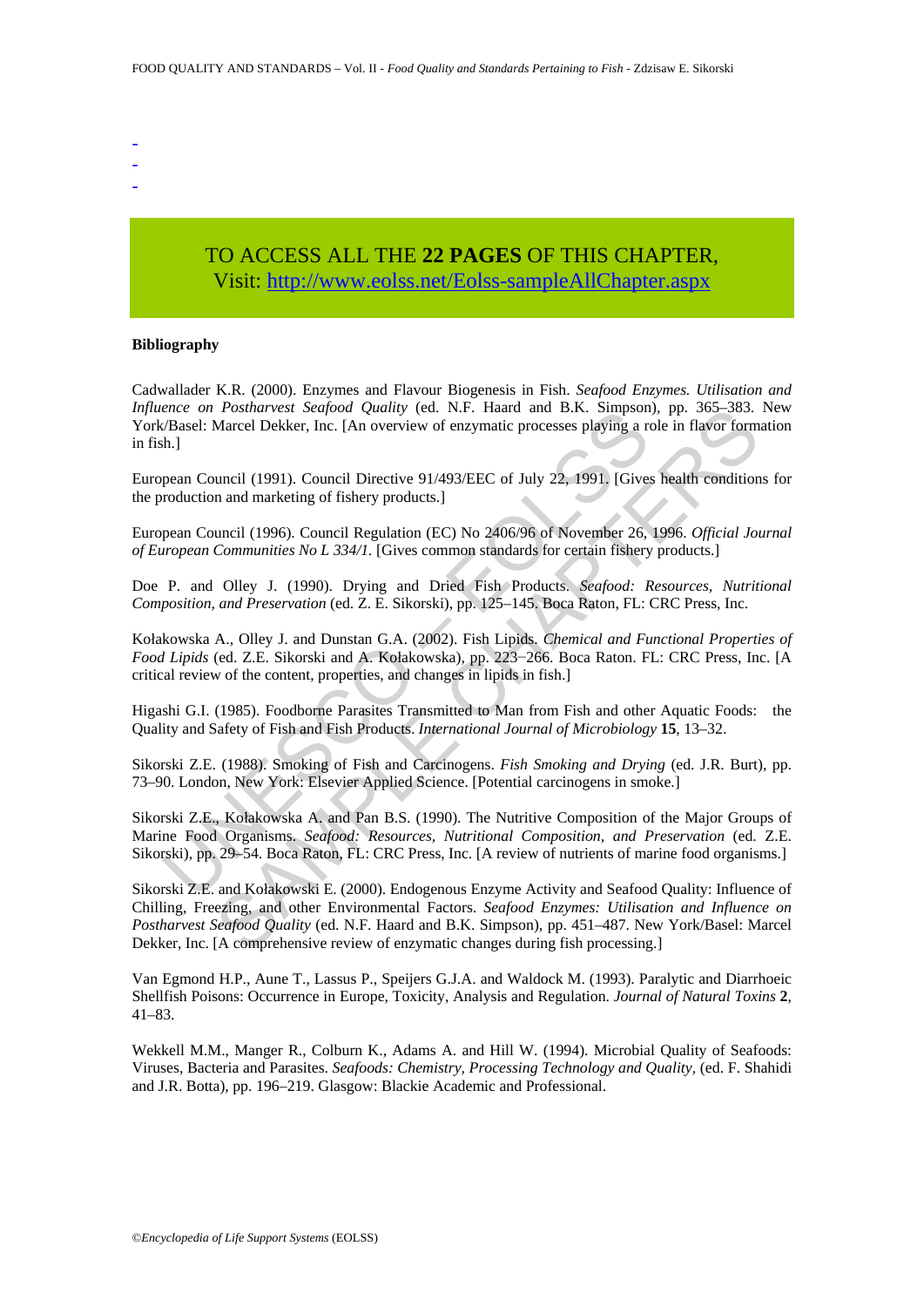- 
- 
- 

TO ACCESS ALL THE **22 PAGES** OF THIS CHAPTER,
Visit: http://www.eolss.net/Eolss-sampleAllChapter.aspx

**Bibliography**

Cadwallader K.R. (2000). Enzymes and Flavour Biogenesis in Fish. *Seafood Enzymes. Utilisation and Influence on Postharvest Seafood Quality* (ed. N.F. Haard and B.K. Simpson), pp. 365–383. New York/Basel: Marcel Dekker, Inc. [An overview of enzymatic processes playing a role in flavor formation in fish.]

European Council (1991). Council Directive 91/493/EEC of July 22, 1991. [Gives health conditions for the production and marketing of fishery products.]

European Council (1996). Council Regulation (EC) No 2406/96 of November 26, 1996. *Official Journal of European Communities No L 334/1*. [Gives common standards for certain fishery products.]

Doe P. and Olley J. (1990). Drying and Dried Fish Products. *Seafood: Resources, Nutritional Composition, and Preservation* (ed. Z. E. Sikorski), pp. 125–145. Boca Raton, FL: CRC Press, Inc.

Kołakowska A., Olley J. and Dunstan G.A. (2002). Fish Lipids. *Chemical and Functional Properties of Food Lipids* (ed. Z.E. Sikorski and A. Kołakowska), pp. 223−266. Boca Raton. FL: CRC Press, Inc. [A critical review of the content, properties, and changes in lipids in fish.]

Higashi G.I. (1985). Foodborne Parasites Transmitted to Man from Fish and other Aquatic Foods: the Quality and Safety of Fish and Fish Products. *International Journal of Microbiology* **15**, 13–32.

Sikorski Z.E. (1988). Smoking of Fish and Carcinogens. *Fish Smoking and Drying* (ed. J.R. Burt), pp. 73–90. London, New York: Elsevier Applied Science. [Potential carcinogens in smoke.]

Sikorski Z.E., Kołakowska A. and Pan B.S. (1990). The Nutritive Composition of the Major Groups of Marine Food Organisms. *Seafood: Resources, Nutritional Composition, and Preservation* (ed. Z.E. Sikorski), pp. 29–54. Boca Raton, FL: CRC Press, Inc. [A review of nutrients of marine food organisms.]

Sikorski Z.E. and Kołakowski E. (2000). Endogenous Enzyme Activity and Seafood Quality: Influence of Chilling, Freezing, and other Environmental Factors. *Seafood Enzymes: Utilisation and Influence on Postharvest Seafood Quality* (ed. N.F. Haard and B.K. Simpson), pp. 451–487. New York/Basel: Marcel Dekker, Inc. [A comprehensive review of enzymatic changes during fish processing.]

Van Egmond H.P., Aune T., Lassus P., Speijers G.J.A. and Waldock M. (1993). Paralytic and Diarrhoeic Shellfish Poisons: Occurrence in Europe, Toxicity, Analysis and Regulation. *Journal of Natural Toxins* **2**, 41–83.

Wekkell M.M., Manger R., Colburn K., Adams A. and Hill W. (1994). Microbial Quality of Seafoods: Viruses, Bacteria and Parasites. *Seafoods: Chemistry, Processing Technology and Quality*, (ed. F. Shahidi and J.R. Botta), pp. 196–219. Glasgow: Blackie Academic and Professional.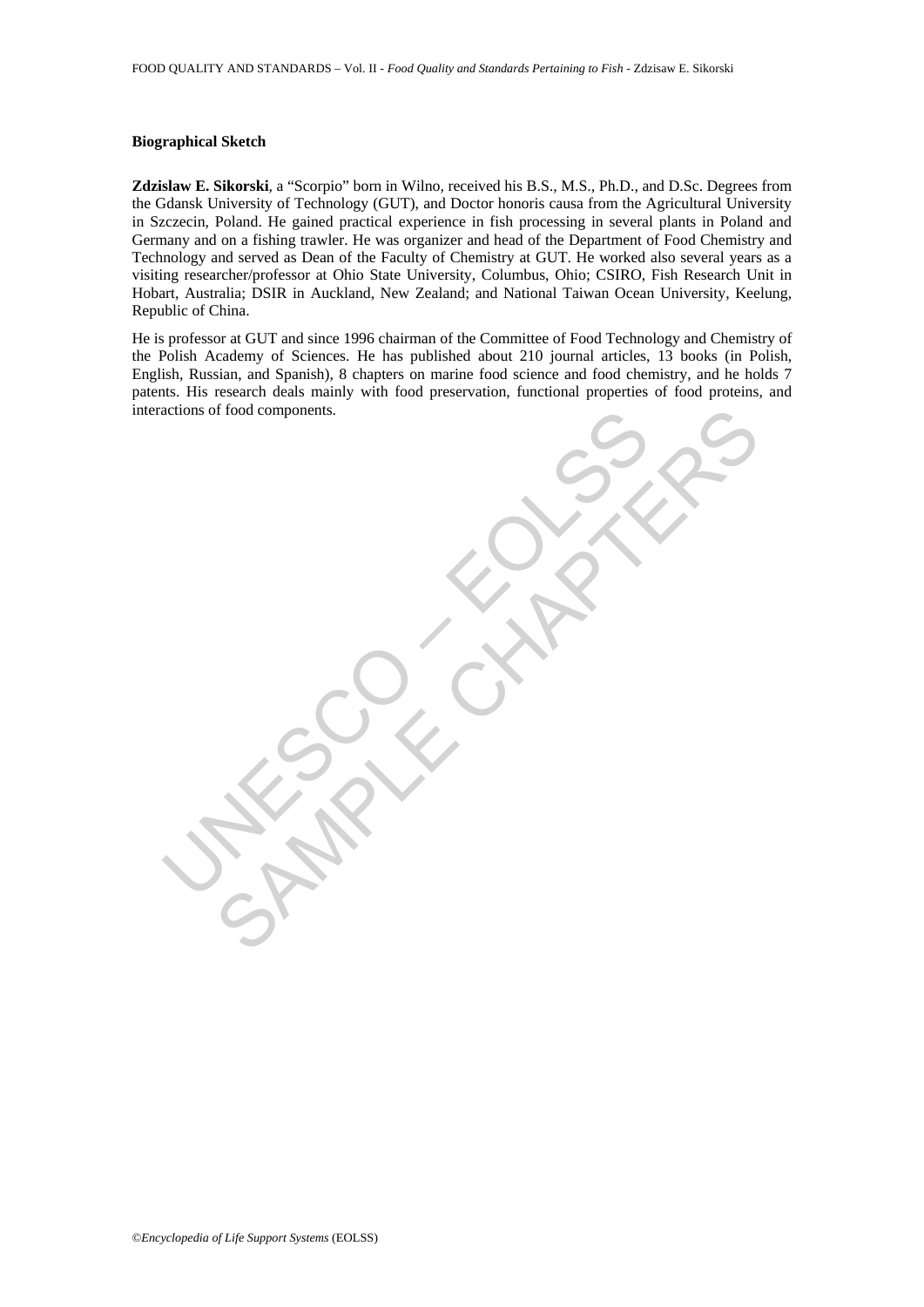**Biographical Sketch**

**Zdzislaw E. Sikorski**, a "Scorpio" born in Wilno, received his B.S., M.S., Ph.D., and D.Sc. Degrees from the Gdansk University of Technology (GUT), and Doctor honoris causa from the Agricultural University in Szczecin, Poland. He gained practical experience in fish processing in several plants in Poland and Germany and on a fishing trawler. He was organizer and head of the Department of Food Chemistry and Technology and served as Dean of the Faculty of Chemistry at GUT. He worked also several years as a visiting researcher/professor at Ohio State University, Columbus, Ohio; CSIRO, Fish Research Unit in Hobart, Australia; DSIR in Auckland, New Zealand; and National Taiwan Ocean University, Keelung, Republic of China.

He is professor at GUT and since 1996 chairman of the Committee of Food Technology and Chemistry of the Polish Academy of Sciences. He has published about 210 journal articles, 13 books (in Polish, English, Russian, and Spanish), 8 chapters on marine food science and food chemistry, and he holds 7 patents. His research deals mainly with food preservation, functional properties of food proteins, and interactions of food components.